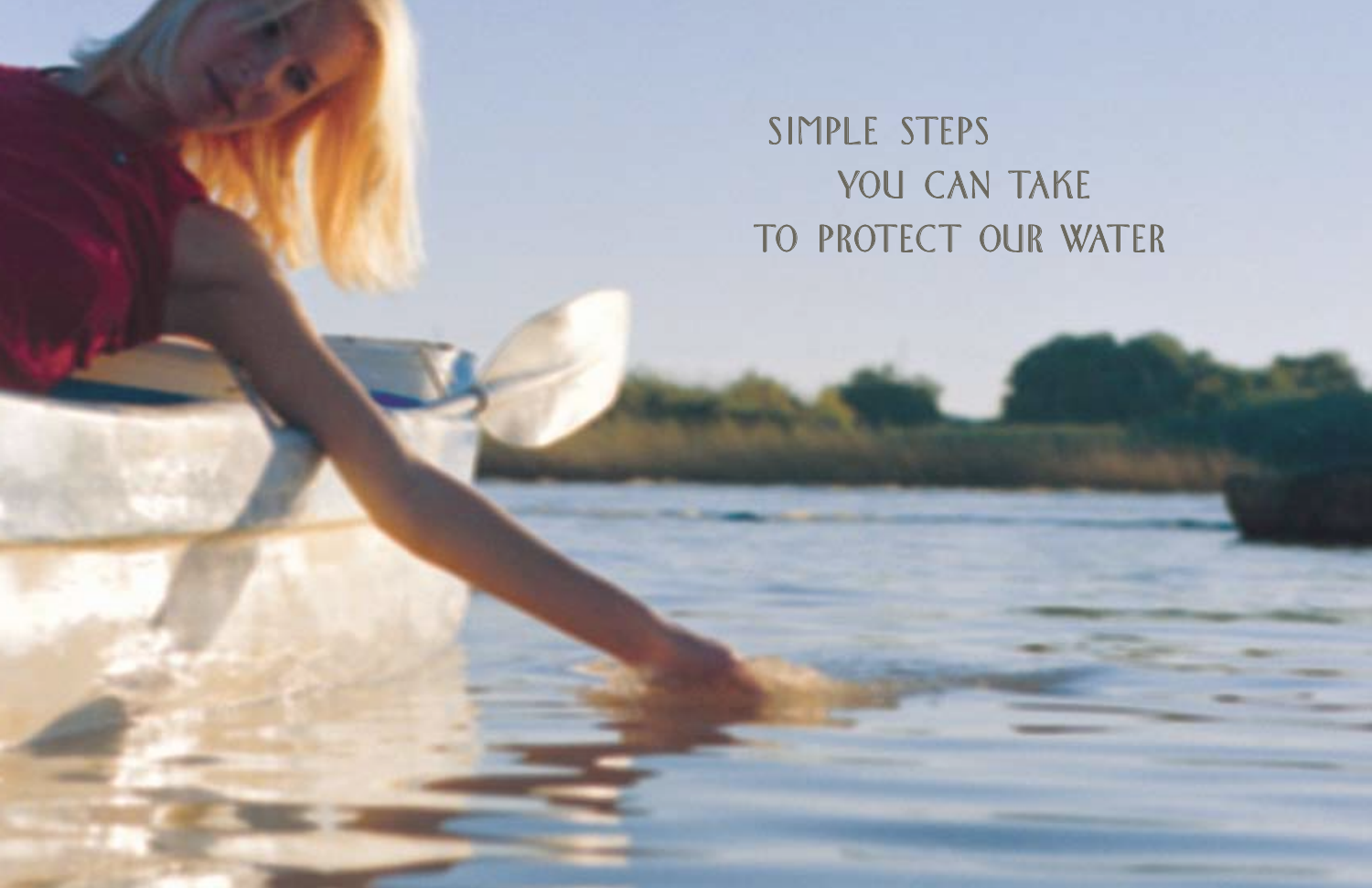# SIMPLE STEPS YOU CAN TAKE TO PROTECT OUR WATER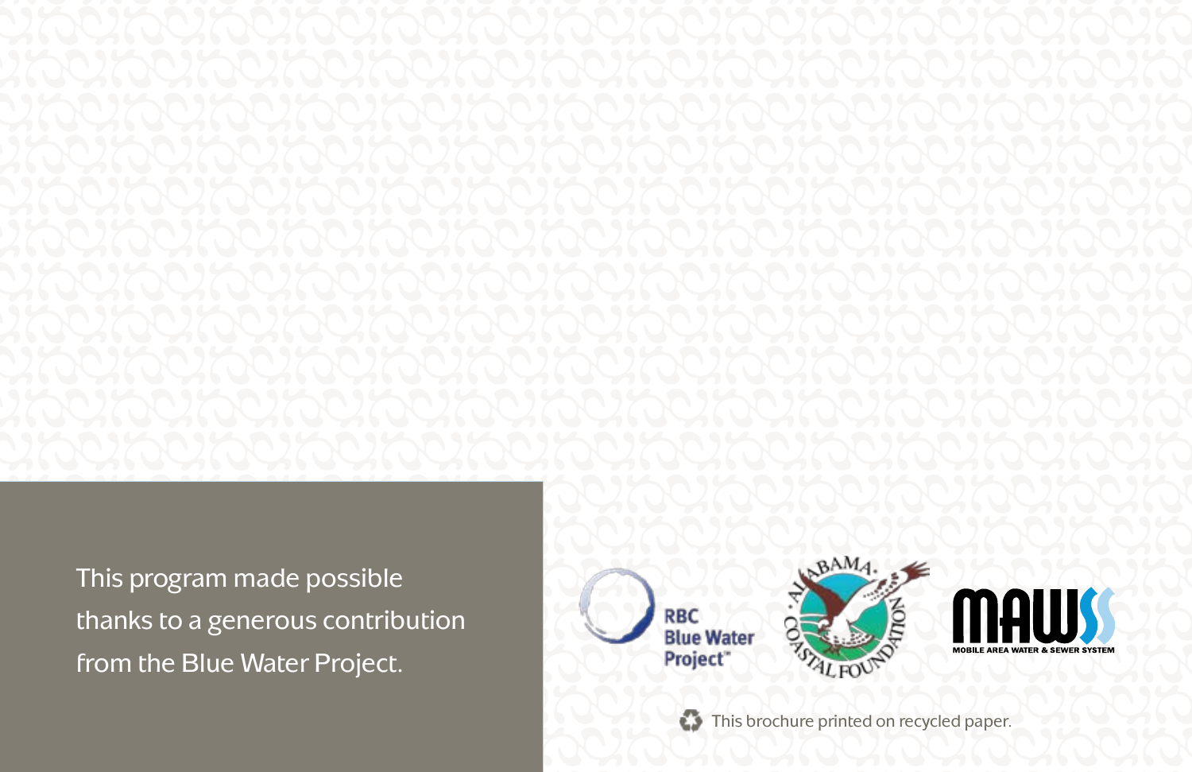This program made possible thanks to a generous contribution from the Blue Water Project.

RBC Blue Water Project™

ALABAMA COASTAL FOUNDATION

MAWSS
MOBILE AREA WATER & SEWER SYSTEM

This brochure printed on recycled paper.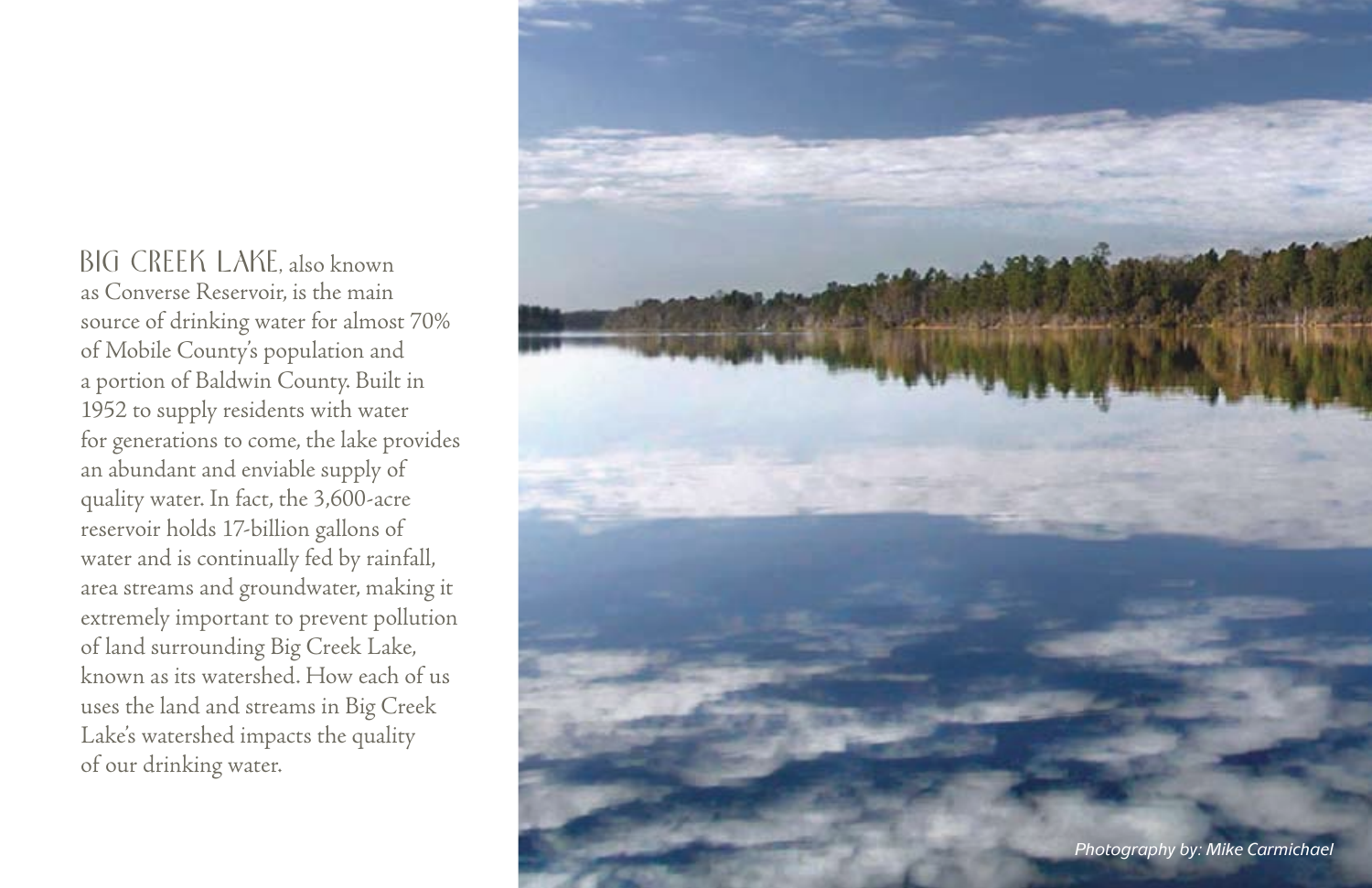**BIG CREEK LAKE**, also known as Converse Reservoir, is the main source of drinking water for almost 70% of Mobile County's population and a portion of Baldwin County. Built in 1952 to supply residents with water for generations to come, the lake provides an abundant and enviable supply of quality water. In fact, the 3,600-acre reservoir holds 17-billion gallons of water and is continually fed by rainfall, area streams and groundwater, making it extremely important to prevent pollution of land surrounding Big Creek Lake, known as its watershed. How each of us uses the land and streams in Big Creek Lake's watershed impacts the quality of our drinking water.

*Photography by: Mike Carmichael*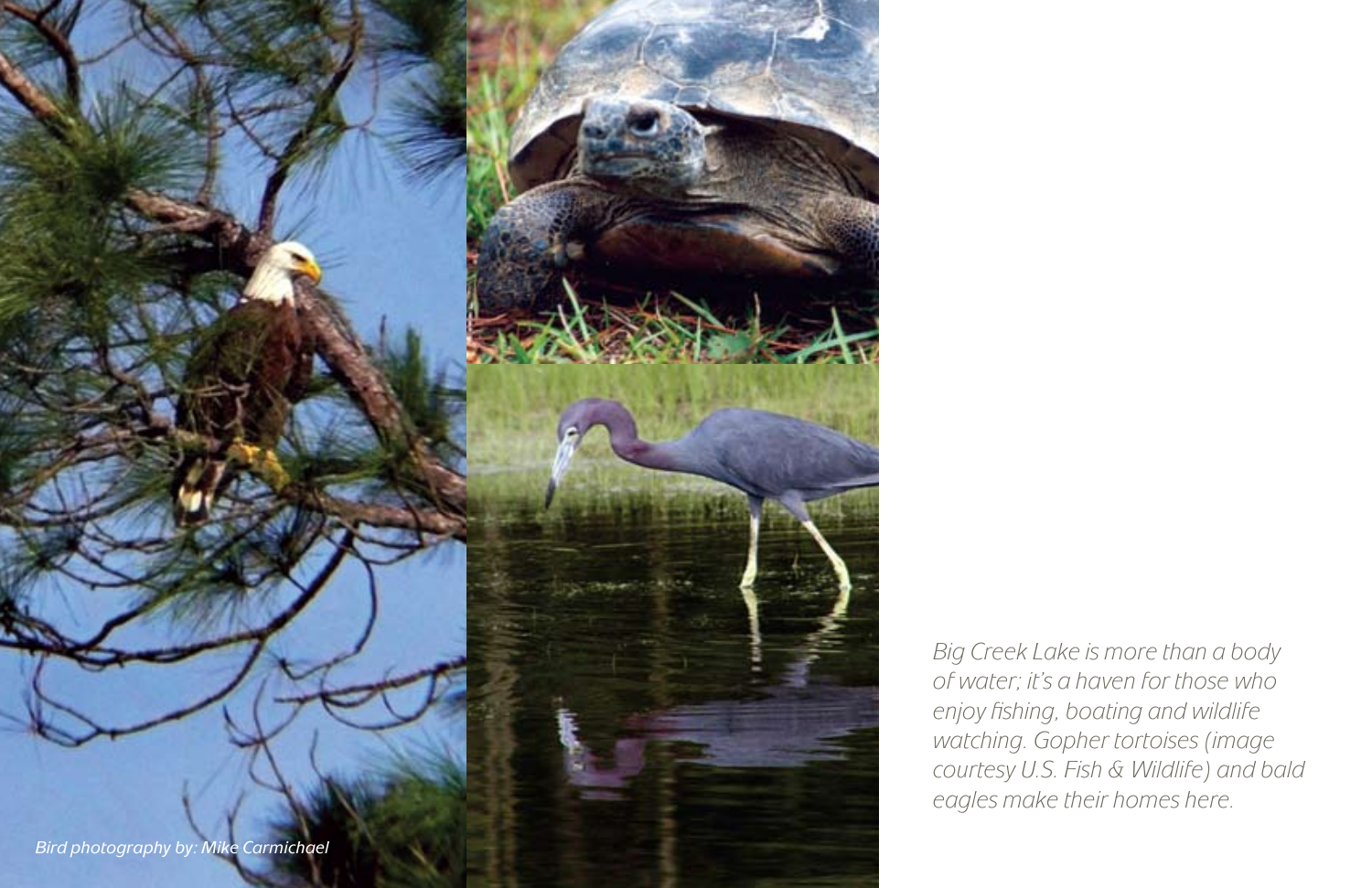*Bird photography by: Mike Carmichael*

*Big Creek Lake is more than a body of water; it's a haven for those who enjoy fishing, boating and wildlife watching. Gopher tortoises (image courtesy U.S. Fish & Wildlife) and bald eagles make their homes here.*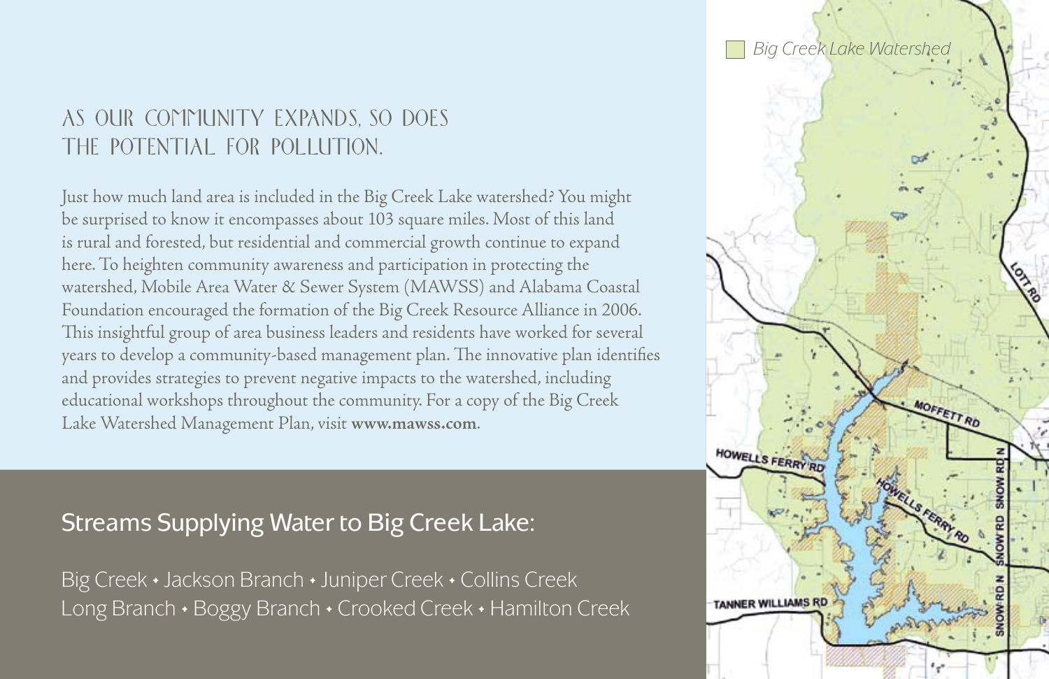## As our community expands, so does the potential for pollution.

Just how much land area is included in the Big Creek Lake watershed? You might be surprised to know it encompasses about 103 square miles. Most of this land is rural and forested, but residential and commercial growth continue to expand here. To heighten community awareness and participation in protecting the watershed, Mobile Area Water & Sewer System (MAWSS) and Alabama Coastal Foundation encouraged the formation of the Big Creek Resource Alliance in 2006. This insightful group of area business leaders and residents have worked for several years to develop a community-based management plan. The innovative plan identifies and provides strategies to prevent negative impacts to the watershed, including educational workshops throughout the community. For a copy of the Big Creek Lake Watershed Management Plan, visit **www.mawss.com**.

## Streams Supplying Water to Big Creek Lake:

Big Creek • Jackson Branch • Juniper Creek • Collins Creek
Long Branch • Boggy Branch • Crooked Creek • Hamilton Creek

*Big Creek Lake Watershed*

LOTT RD
MOFFETT RD
HOWELLS FERRY RD
HOWELLS FERRY RD
SNOW RD N
SNOW RD
SNOW RD N
SNOW RD N
TANNER WILLIAMS RD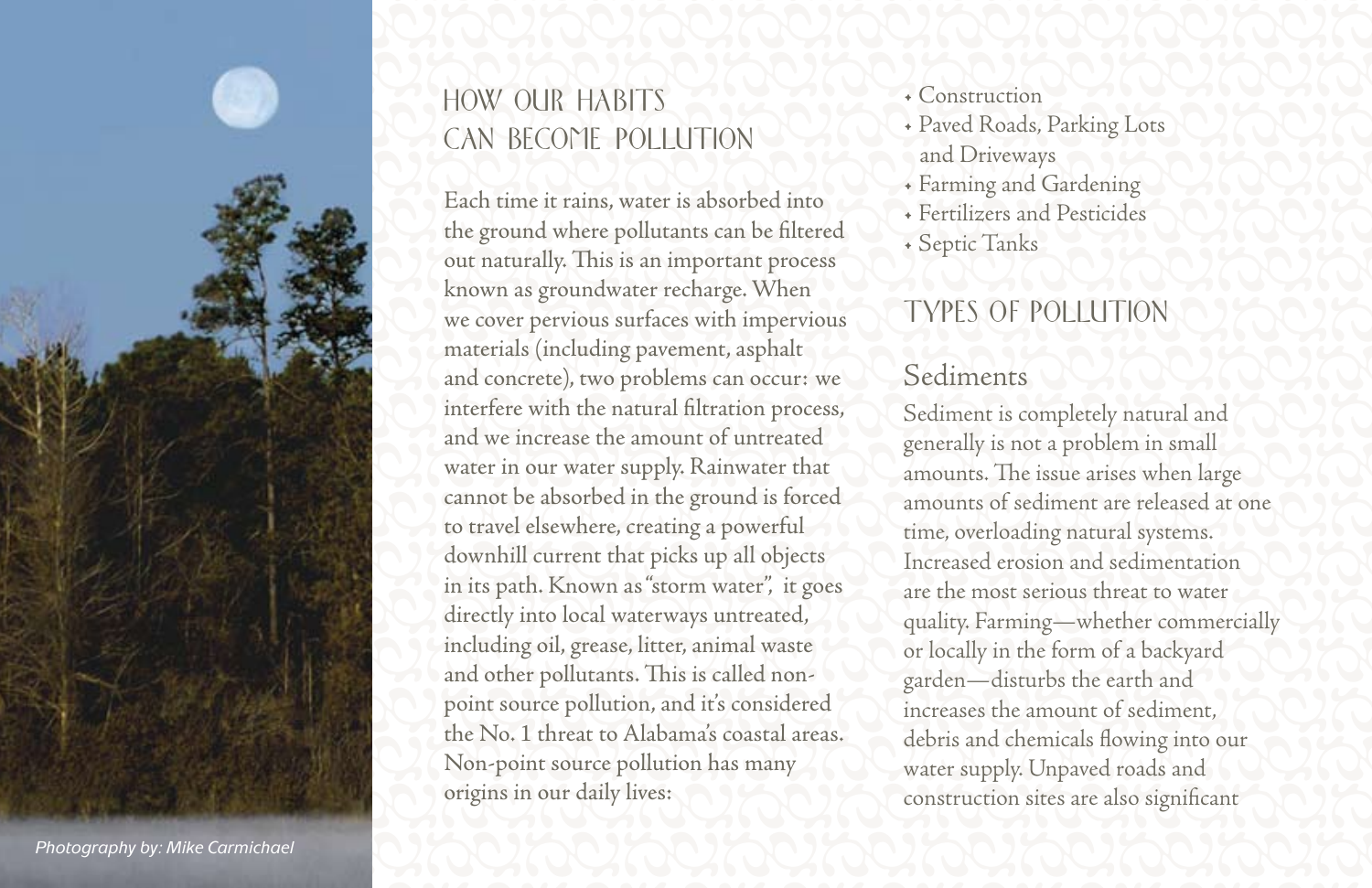## HOW OUR HABITS CAN BECOME POLLUTION

Each time it rains, water is absorbed into the ground where pollutants can be filtered out naturally. This is an important process known as groundwater recharge. When we cover pervious surfaces with impervious materials (including pavement, asphalt and concrete), two problems can occur: we interfere with the natural filtration process, and we increase the amount of untreated water in our water supply. Rainwater that cannot be absorbed in the ground is forced to travel elsewhere, creating a powerful downhill current that picks up all objects in its path. Known as "storm water", it goes directly into local waterways untreated, including oil, grease, litter, animal waste and other pollutants. This is called non-point source pollution, and it's considered the No. 1 threat to Alabama's coastal areas. Non-point source pollution has many origins in our daily lives:

- Construction
- Paved Roads, Parking Lots and Driveways
- Farming and Gardening
- Fertilizers and Pesticides
- Septic Tanks

## TYPES OF POLLUTION

### Sediments

Sediment is completely natural and generally is not a problem in small amounts. The issue arises when large amounts of sediment are released at one time, overloading natural systems. Increased erosion and sedimentation are the most serious threat to water quality. Farming—whether commercially or locally in the form of a backyard garden—disturbs the earth and increases the amount of sediment, debris and chemicals flowing into our water supply. Unpaved roads and construction sites are also significant

*Photography by: Mike Carmichael*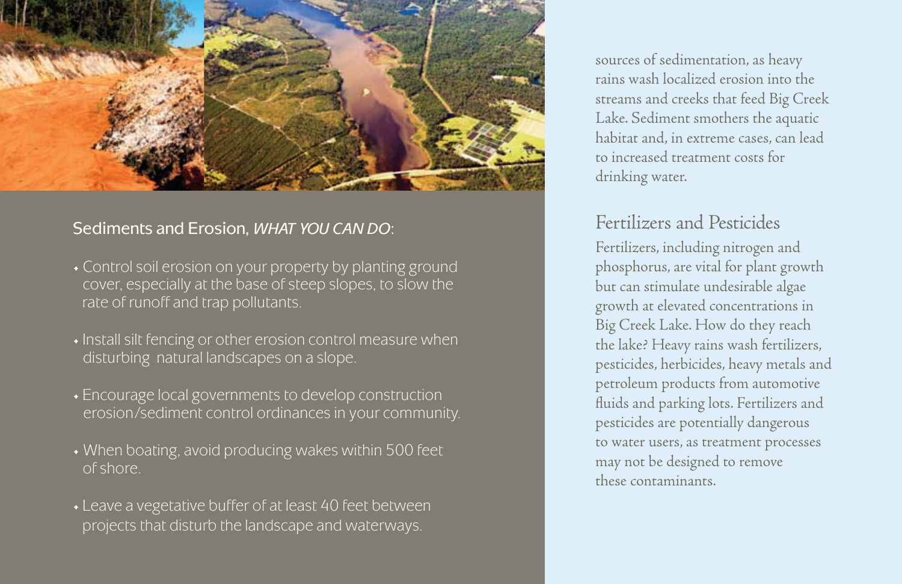## Sediments and Erosion, *WHAT YOU CAN DO*:

- Control soil erosion on your property by planting ground cover, especially at the base of steep slopes, to slow the rate of runoff and trap pollutants.
- Install silt fencing or other erosion control measure when disturbing natural landscapes on a slope.
- Encourage local governments to develop construction erosion/sediment control ordinances in your community.
- When boating, avoid producing wakes within 500 feet of shore.
- Leave a vegetative buffer of at least 40 feet between projects that disturb the landscape and waterways.

sources of sedimentation, as heavy rains wash localized erosion into the streams and creeks that feed Big Creek Lake. Sediment smothers the aquatic habitat and, in extreme cases, can lead to increased treatment costs for drinking water.

## Fertilizers and Pesticides

Fertilizers, including nitrogen and phosphorus, are vital for plant growth but can stimulate undesirable algae growth at elevated concentrations in Big Creek Lake. How do they reach the lake? Heavy rains wash fertilizers, pesticides, herbicides, heavy metals and petroleum products from automotive fluids and parking lots. Fertilizers and pesticides are potentially dangerous to water users, as treatment processes may not be designed to remove these contaminants.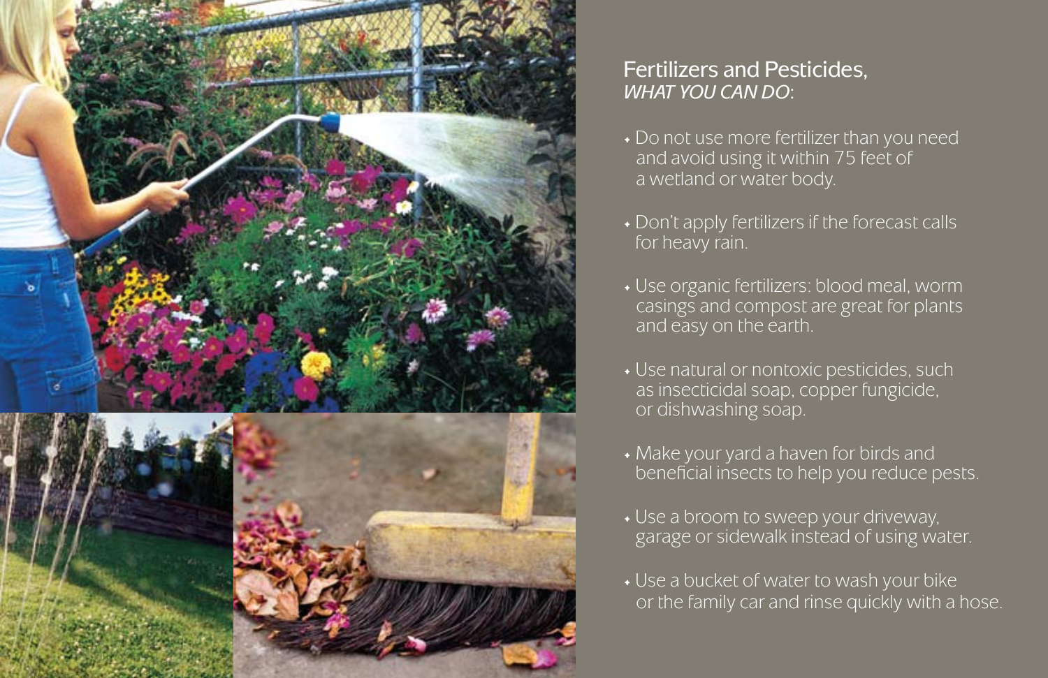## Fertilizers and Pesticides, *WHAT YOU CAN DO*:

- Do not use more fertilizer than you need and avoid using it within 75 feet of a wetland or water body.
- Don't apply fertilizers if the forecast calls for heavy rain.
- Use organic fertilizers: blood meal, worm casings and compost are great for plants and easy on the earth.
- Use natural or nontoxic pesticides, such as insecticidal soap, copper fungicide, or dishwashing soap.
- Make your yard a haven for birds and beneficial insects to help you reduce pests.
- Use a broom to sweep your driveway, garage or sidewalk instead of using water.
- Use a bucket of water to wash your bike or the family car and rinse quickly with a hose.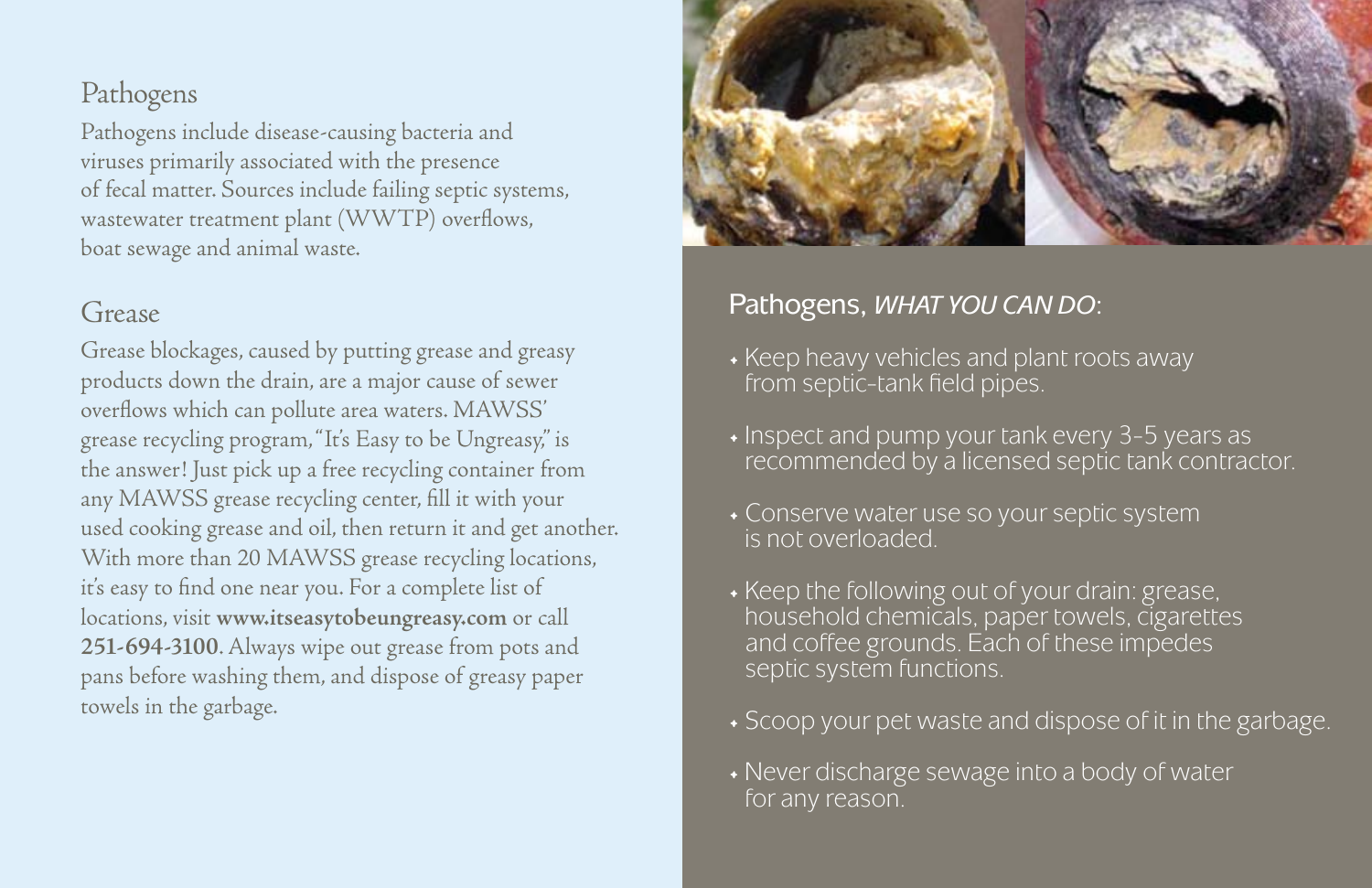## Pathogens

Pathogens include disease-causing bacteria and viruses primarily associated with the presence of fecal matter. Sources include failing septic systems, wastewater treatment plant (WWTP) overflows, boat sewage and animal waste.

## Grease

Grease blockages, caused by putting grease and greasy products down the drain, are a major cause of sewer overflows which can pollute area waters. MAWSS' grease recycling program, "It's Easy to be Ungreasy," is the answer! Just pick up a free recycling container from any MAWSS grease recycling center, fill it with your used cooking grease and oil, then return it and get another. With more than 20 MAWSS grease recycling locations, it's easy to find one near you. For a complete list of locations, visit **www.itseasytobeungreasy.com** or call **251-694-3100**. Always wipe out grease from pots and pans before washing them, and dispose of greasy paper towels in the garbage.

## Pathogens, *WHAT YOU CAN DO*:

- Keep heavy vehicles and plant roots away from septic-tank field pipes.
- Inspect and pump your tank every 3-5 years as recommended by a licensed septic tank contractor.
- Conserve water use so your septic system is not overloaded.
- Keep the following out of your drain: grease, household chemicals, paper towels, cigarettes and coffee grounds. Each of these impedes septic system functions.
- Scoop your pet waste and dispose of it in the garbage.
- Never discharge sewage into a body of water for any reason.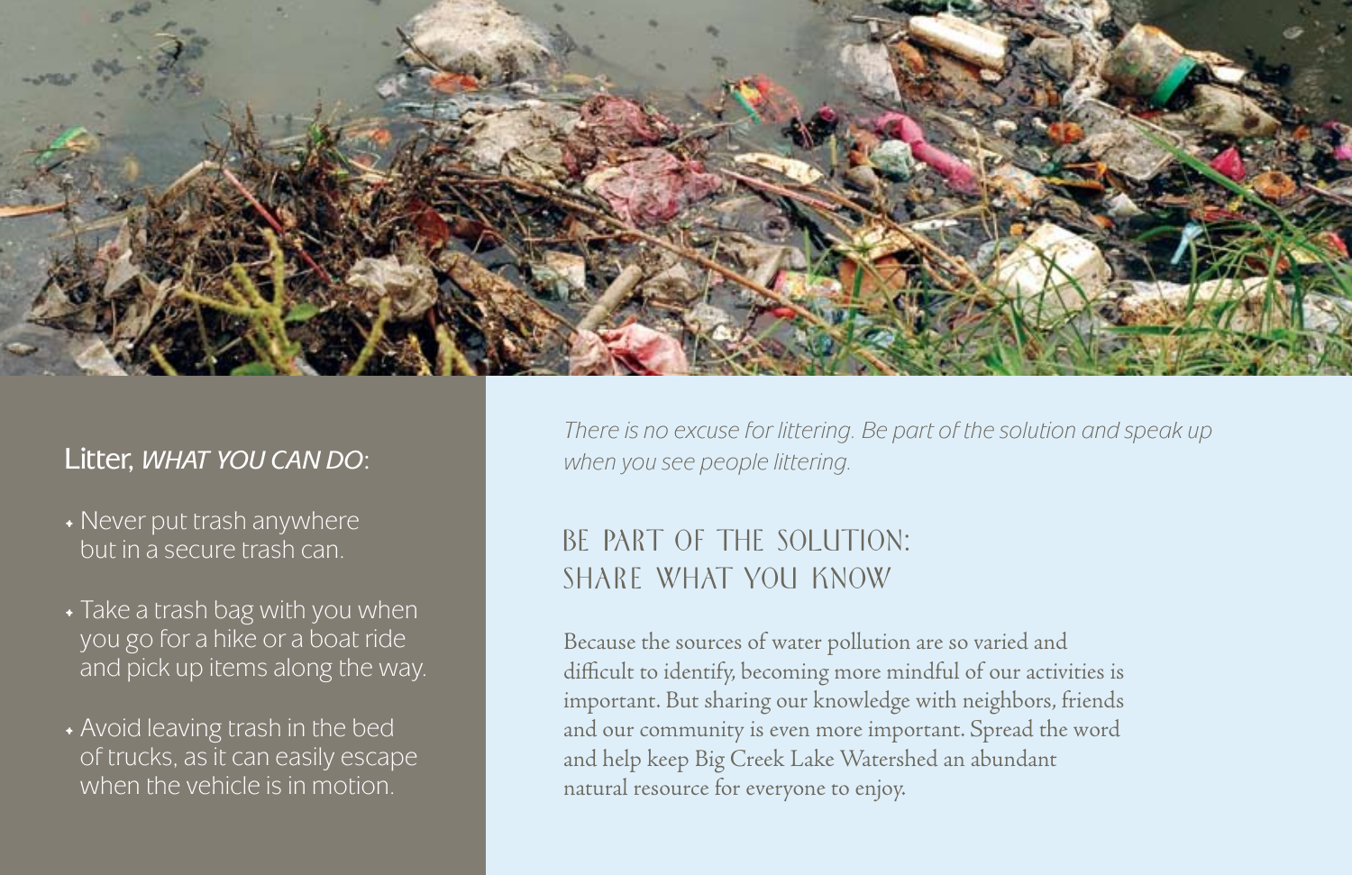## Litter, *WHAT YOU CAN DO*:

- Never put trash anywhere but in a secure trash can.
- Take a trash bag with you when you go for a hike or a boat ride and pick up items along the way.
- Avoid leaving trash in the bed of trucks, as it can easily escape when the vehicle is in motion.

*There is no excuse for littering. Be part of the solution and speak up when you see people littering.*

## BE PART OF THE SOLUTION: SHARE WHAT YOU KNOW

Because the sources of water pollution are so varied and difficult to identify, becoming more mindful of our activities is important. But sharing our knowledge with neighbors, friends and our community is even more important. Spread the word and help keep Big Creek Lake Watershed an abundant natural resource for everyone to enjoy.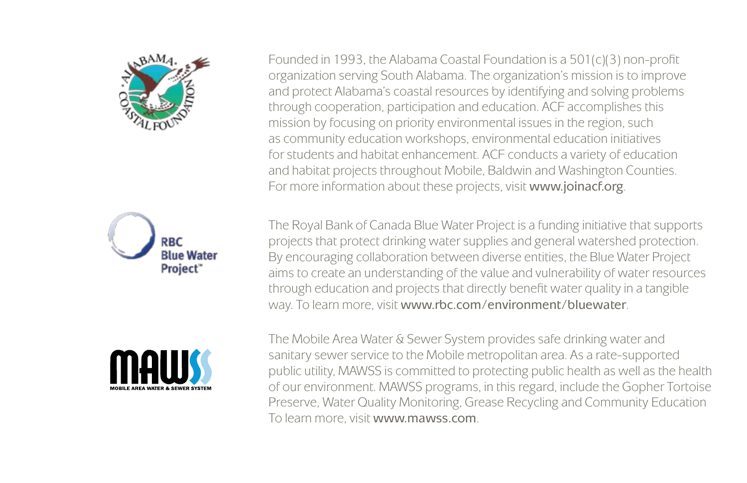Founded in 1993, the Alabama Coastal Foundation is a 501(c)(3) non-profit organization serving South Alabama. The organization's mission is to improve and protect Alabama's coastal resources by identifying and solving problems through cooperation, participation and education. ACF accomplishes this mission by focusing on priority environmental issues in the region, such as community education workshops, environmental education initiatives for students and habitat enhancement. ACF conducts a variety of education and habitat projects throughout Mobile, Baldwin and Washington Counties. For more information about these projects, visit **www.joinacf.org**.

The Royal Bank of Canada Blue Water Project is a funding initiative that supports projects that protect drinking water supplies and general watershed protection. By encouraging collaboration between diverse entities, the Blue Water Project aims to create an understanding of the value and vulnerability of water resources through education and projects that directly benefit water quality in a tangible way. To learn more, visit **www.rbc.com/environment/bluewater**.

The Mobile Area Water & Sewer System provides safe drinking water and sanitary sewer service to the Mobile metropolitan area. As a rate-supported public utility, MAWSS is committed to protecting public health as well as the health of our environment. MAWSS programs, in this regard, include the Gopher Tortoise Preserve, Water Quality Monitoring, Grease Recycling and Community Education To learn more, visit **www.mawss.com**.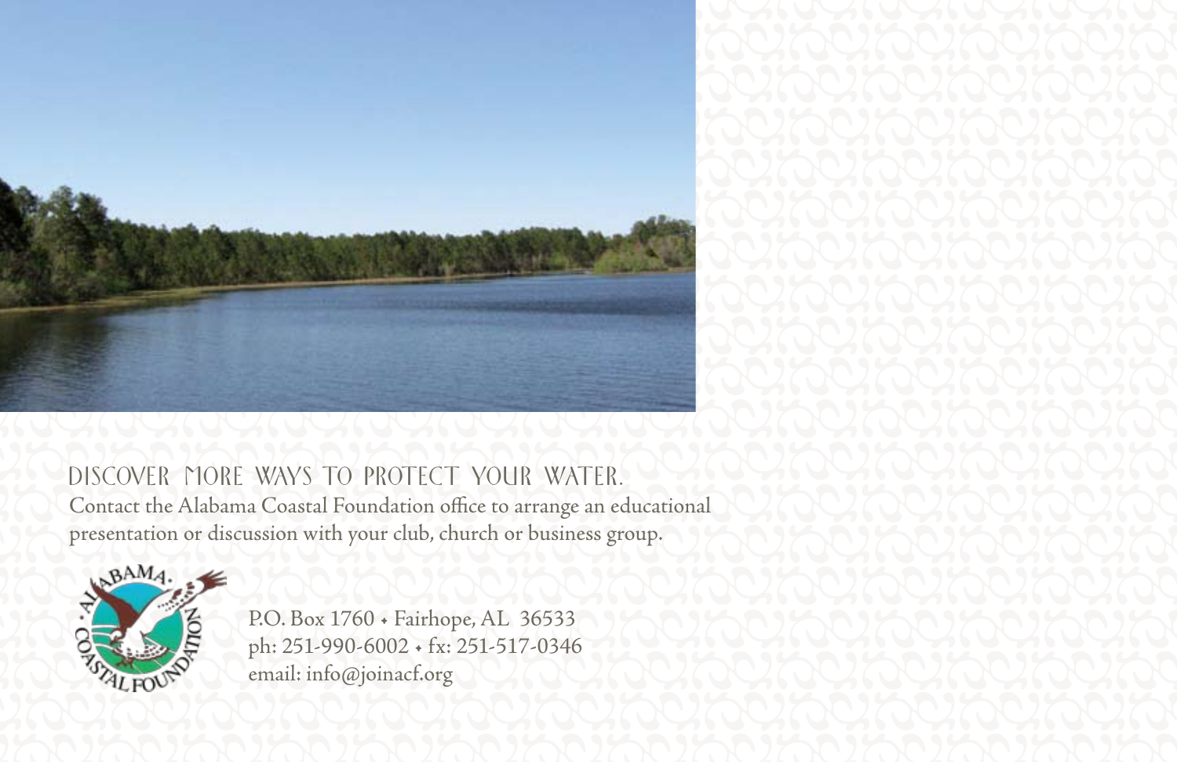## DISCOVER MORE WAYS TO PROTECT YOUR WATER.

Contact the Alabama Coastal Foundation office to arrange an educational presentation or discussion with your club, church or business group.

P.O. Box 1760 • Fairhope, AL 36533
ph: 251-990-6002 • fx: 251-517-0346
email: info@joinacf.org